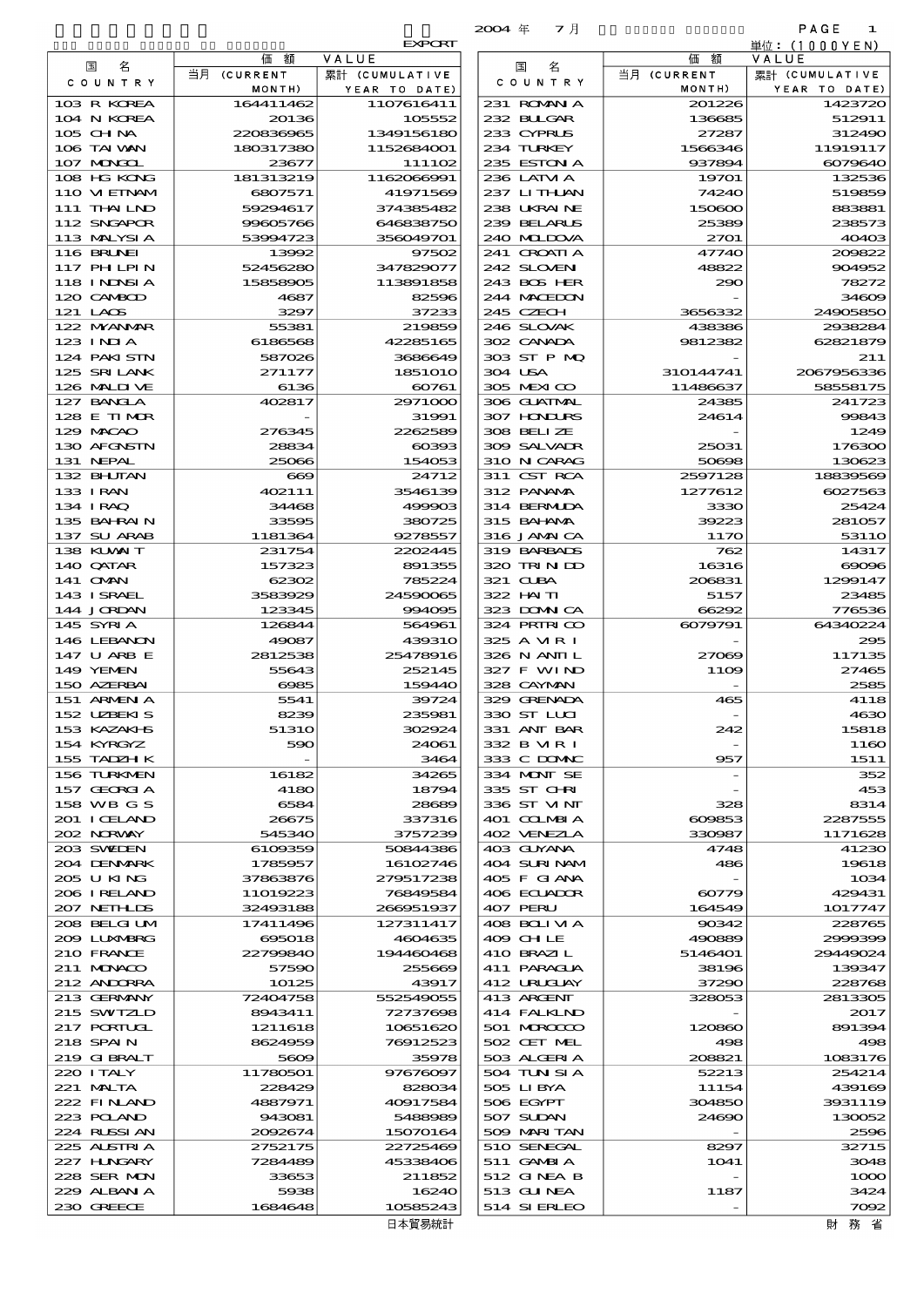EXPORT

2004 年 7 月

単位：(1000YEN)

| 国名 COUNTRY | 価額 VALUE 当月 (CURRENT MONTH) | 累計 (CUMULATIVE YEAR TO DATE) |
|---|---|---|
| 103 R KOREA | 164411462 | 1107616411 |
| 104 N KOREA | 20136 | 105552 |
| 105 CHINA | 220836965 | 1349156180 |
| 106 TAIWAN | 180317380 | 1152684001 |
| 107 MONGOL | 23677 | 111102 |
| 108 HG KONG | 181313219 | 1162066991 |
| 110 VIETNAM | 6807571 | 41971569 |
| 111 THAILND | 59294617 | 374385482 |
| 112 SNGAPOR | 99605766 | 646838750 |
| 113 MALYSIA | 53994723 | 356049701 |
| 116 BRUNEI | 13992 | 97502 |
| 117 PHILPIN | 52456280 | 347829077 |
| 118 INDNSIA | 15858905 | 113891858 |
| 120 CAMBOD | 4687 | 82596 |
| 121 LAOS | 3297 | 37233 |
| 122 MYANMAR | 55381 | 219859 |
| 123 INDIA | 6186568 | 42285165 |
| 124 PAKISTN | 587026 | 3686649 |
| 125 SRILANK | 271177 | 1851010 |
| 126 MALDIVE | 6136 | 60761 |
| 127 BANGLA | 402817 | 2971000 |
| 128 E TIMOR | - | 31991 |
| 129 MACAO | 276345 | 2262589 |
| 130 AFGNSTN | 28834 | 60393 |
| 131 NEPAL | 25066 | 154053 |
| 132 BHUTAN | 669 | 24712 |
| 133 IRAN | 402111 | 3546139 |
| 134 IRAQ | 34468 | 499903 |
| 135 BAHRAIN | 33595 | 380725 |
| 137 SU ARAB | 1181364 | 9278557 |
| 138 KUWAIT | 231754 | 2202445 |
| 140 QATAR | 157323 | 891355 |
| 141 OMAN | 62302 | 785224 |
| 143 ISRAEL | 3583929 | 24590065 |
| 144 JORDAN | 123345 | 994095 |
| 145 SYRIA | 126844 | 564961 |
| 146 LEBANON | 49087 | 439310 |
| 147 U ARB E | 2812538 | 25478916 |
| 149 YEMEN | 55643 | 252145 |
| 150 AZERBAI | 6985 | 159440 |
| 151 ARMENIA | 5541 | 39724 |
| 152 UZBEKIS | 8239 | 235981 |
| 153 KAZAKHS | 51310 | 302924 |
| 154 KYRGYZ | 590 | 24061 |
| 155 TADZHIK | - | 3464 |
| 156 TURKMEN | 16182 | 34265 |
| 157 GEORGIA | 4180 | 18794 |
| 158 WB G S | 6584 | 28689 |
| 201 ICELAND | 26675 | 337316 |
| 202 NORWAY | 545340 | 3757239 |
| 203 SWEDEN | 6109359 | 50844386 |
| 204 DENMARK | 1785957 | 16102746 |
| 205 U KING | 37863876 | 279517238 |
| 206 IRELAND | 11019223 | 76849584 |
| 207 NETHLDS | 32493188 | 266951937 |
| 208 BELGIUM | 17411496 | 127311417 |
| 209 LUXMBRG | 695018 | 4604635 |
| 210 FRANCE | 22799840 | 194460468 |
| 211 MONACO | 57590 | 255669 |
| 212 ANDORRA | 10125 | 43917 |
| 213 GERMANY | 72404758 | 552549055 |
| 215 SWITZLD | 8943411 | 72737698 |
| 217 PORTUGL | 1211618 | 10651620 |
| 218 SPAIN | 8624959 | 76912523 |
| 219 GIBRALT | 5609 | 35978 |
| 220 ITALY | 11780501 | 97676097 |
| 221 MALTA | 228429 | 828034 |
| 222 FINLAND | 4887971 | 40917584 |
| 223 POLAND | 943081 | 5488989 |
| 224 RUSSIAN | 2092674 | 15070164 |
| 225 AUSTRIA | 2752175 | 22725469 |
| 227 HUNGARY | 7284489 | 45338406 |
| 228 SER MON | 33653 | 211852 |
| 229 ALBANIA | 5938 | 16240 |
| 230 GREECE | 1684648 | 10585243 |
| 231 ROMANIA | 201226 | 1423720 |
| 232 BULGAR | 136685 | 512911 |
| 233 CYPRUS | 27287 | 312490 |
| 234 TURKEY | 1566346 | 11919117 |
| 235 ESTONIA | 937894 | 6079640 |
| 236 LATVIA | 19701 | 132536 |
| 237 LITHUAN | 74240 | 519859 |
| 238 UKRAINE | 150600 | 883881 |
| 239 BELARUS | 25389 | 238573 |
| 240 MOLDOVA | 2701 | 40403 |
| 241 CROATIA | 47740 | 209822 |
| 242 SLOVEN | 48822 | 904952 |
| 243 BOS HER | 290 | 78272 |
| 244 MACEDON | - | 34609 |
| 245 CZECH | 3656332 | 24905850 |
| 246 SLOVAK | 438386 | 2938284 |
| 302 CANADA | 9812382 | 62821879 |
| 303 ST P MQ | - | 211 |
| 304 USA | 310144741 | 2067956336 |
| 305 MEXICO | 11486637 | 58558175 |
| 306 GUATMAL | 24385 | 241723 |
| 307 HONDURS | 24614 | 99843 |
| 308 BELIZE | - | 1249 |
| 309 SALVADR | 25031 | 176300 |
| 310 NICARAG | 50698 | 130623 |
| 311 CST RCA | 2597128 | 18839569 |
| 312 PANAMA | 1277612 | 6027563 |
| 314 BERMUDA | 3330 | 25424 |
| 315 BAHAMA | 39223 | 281057 |
| 316 JAMAICA | 1170 | 53110 |
| 319 BARBADS | 762 | 14317 |
| 320 TRINIDD | 16316 | 69096 |
| 321 CUBA | 206831 | 1299147 |
| 322 HAITI | 5157 | 23485 |
| 323 DOMNICA | 66292 | 776536 |
| 324 PRTRICO | 6079791 | 64340224 |
| 325 A VIRI | - | 295 |
| 326 N ANTIL | 27069 | 117135 |
| 327 F WIND | 1109 | 27465 |
| 328 CAYMAN | - | 2585 |
| 329 GRENADA | 465 | 4118 |
| 330 ST LUCI | - | 4630 |
| 331 ANT BAR | 242 | 15818 |
| 332 B VIRI | - | 1160 |
| 333 C DOMNC | 957 | 1511 |
| 334 MONT SE | - | 352 |
| 335 ST CHRI | - | 453 |
| 336 ST VINT | 328 | 8314 |
| 401 COLMBIA | 609853 | 2287555 |
| 402 VENEZLA | 330987 | 1171628 |
| 403 GUYANA | 4748 | 41230 |
| 404 SURINAM | 486 | 19618 |
| 405 F GIANA | - | 1034 |
| 406 ECUADOR | 60779 | 429431 |
| 407 PERU | 164549 | 1017747 |
| 408 BOLIVIA | 90342 | 228765 |
| 409 CHILE | 490889 | 2999399 |
| 410 BRAZIL | 5146401 | 29449024 |
| 411 PARAGUA | 38196 | 139347 |
| 412 URUGUAY | 37290 | 228768 |
| 413 ARGENT | 328053 | 2813305 |
| 414 FALKLND | - | 2017 |
| 501 MOROCCO | 120860 | 891394 |
| 502 CET MEL | 498 | 498 |
| 503 ALGERIA | 208821 | 1083176 |
| 504 TUNISIA | 52213 | 254214 |
| 505 LIBYA | 11154 | 439169 |
| 506 EGYPT | 304850 | 3931119 |
| 507 SUDAN | 24690 | 130052 |
| 509 MARITAN | - | 2596 |
| 510 SENEGAL | 8297 | 32715 |
| 511 GAMBIA | 1041 | 3048 |
| 512 GINEA B | - | 1000 |
| 513 GUINEA | 1187 | 3424 |
| 514 SIERLEO | - | 7092 |

日本貿易統計　　財務省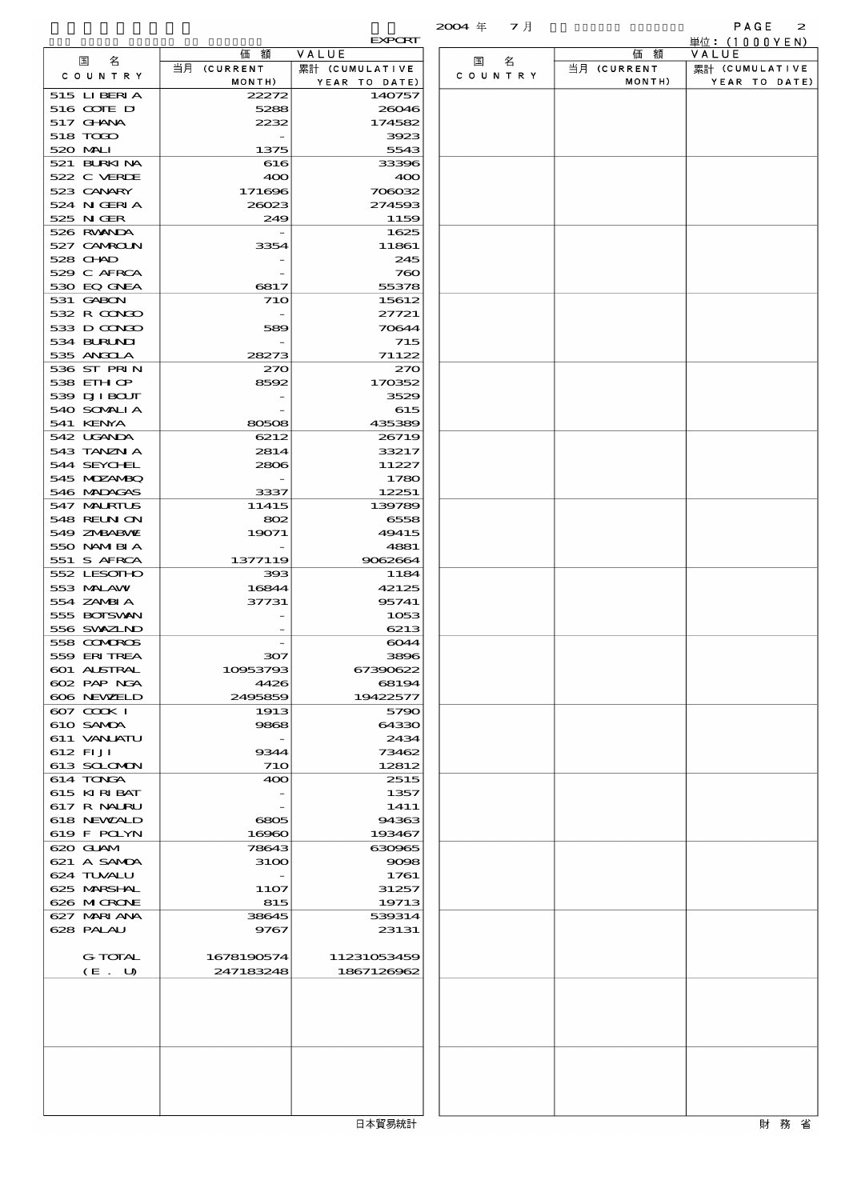EXPORT

2004 年 7 月

単位：(1000YEN)

| 国名 COUNTRY | 価額 VALUE 当月 (CURRENT MONTH) | 累計 (CUMULATIVE YEAR TO DATE) |
|---|---|---|
| 515 LIBERIA | 22272 | 140757 |
| 516 COTE D | 5288 | 26046 |
| 517 GHANA | 2232 | 174582 |
| 518 TOGO | - | 3923 |
| 520 MALI | 1375 | 5543 |
| 521 BURKINA | 616 | 33396 |
| 522 C VERDE | 400 | 400 |
| 523 CANARY | 171696 | 706032 |
| 524 NIGERIA | 26023 | 274593 |
| 525 NIGER | 249 | 1159 |
| 526 RWANDA | - | 1625 |
| 527 CAMROUN | 3354 | 11861 |
| 528 CHAD | - | 245 |
| 529 C AFRCA | - | 760 |
| 530 EQ GNEA | 6817 | 55378 |
| 531 GABON | 710 | 15612 |
| 532 R CONGO | - | 27721 |
| 533 D CONGO | 589 | 70644 |
| 534 BURUNDI | - | 715 |
| 535 ANGOLA | 28273 | 71122 |
| 536 ST PRIN | 270 | 270 |
| 538 ETHIOP | 8592 | 170352 |
| 539 DJIBOUT | - | 3529 |
| 540 SOMALIA | - | 615 |
| 541 KENYA | 80508 | 435389 |
| 542 UGANDA | 6212 | 26719 |
| 543 TANZNIA | 2814 | 33217 |
| 544 SEYCHEL | 2806 | 11227 |
| 545 MOZAMBQ | - | 1780 |
| 546 MADAGAS | 3337 | 12251 |
| 547 MAURTUS | 11415 | 139789 |
| 548 REUNION | 802 | 6558 |
| 549 ZMBABWE | 19071 | 49415 |
| 550 NAMIBIA | - | 4881 |
| 551 S AFRCA | 1377119 | 9062664 |
| 552 LESOTHO | 393 | 1184 |
| 553 MALAWI | 16844 | 42125 |
| 554 ZAMBIA | 37731 | 95741 |
| 555 BOTSWAN | - | 1053 |
| 556 SWAZLND | - | 6213 |
| 558 COMOROS | - | 6044 |
| 559 ERITREA | 307 | 3896 |
| 601 AUSTRAL | 10953793 | 67390622 |
| 602 PAP NGA | 4426 | 68194 |
| 606 NEWZELD | 2495859 | 19422577 |
| 607 COOK I | 1913 | 5790 |
| 610 SAMOA | 9868 | 64330 |
| 611 VANUATU | - | 2434 |
| 612 FIJI | 9344 | 73462 |
| 613 SOLOMON | 710 | 12812 |
| 614 TONGA | 400 | 2515 |
| 615 KIRIBAT | - | 1357 |
| 617 R NAURU | - | 1411 |
| 618 NEWCALD | 6805 | 94363 |
| 619 F POLYN | 16960 | 193467 |
| 620 GUAM | 78643 | 630965 |
| 621 A SAMOA | 3100 | 9098 |
| 624 TUVALU | - | 1761 |
| 625 MARSHAL | 1107 | 31257 |
| 626 MICRONE | 815 | 19713 |
| 627 MARIANA | 38645 | 539314 |
| 628 PALAU | 9767 | 23131 |
| G-TOTAL | 1678190574 | 11231053459 |
| (E. U) | 247183248 | 1867126962 |

日本貿易統計

財務省